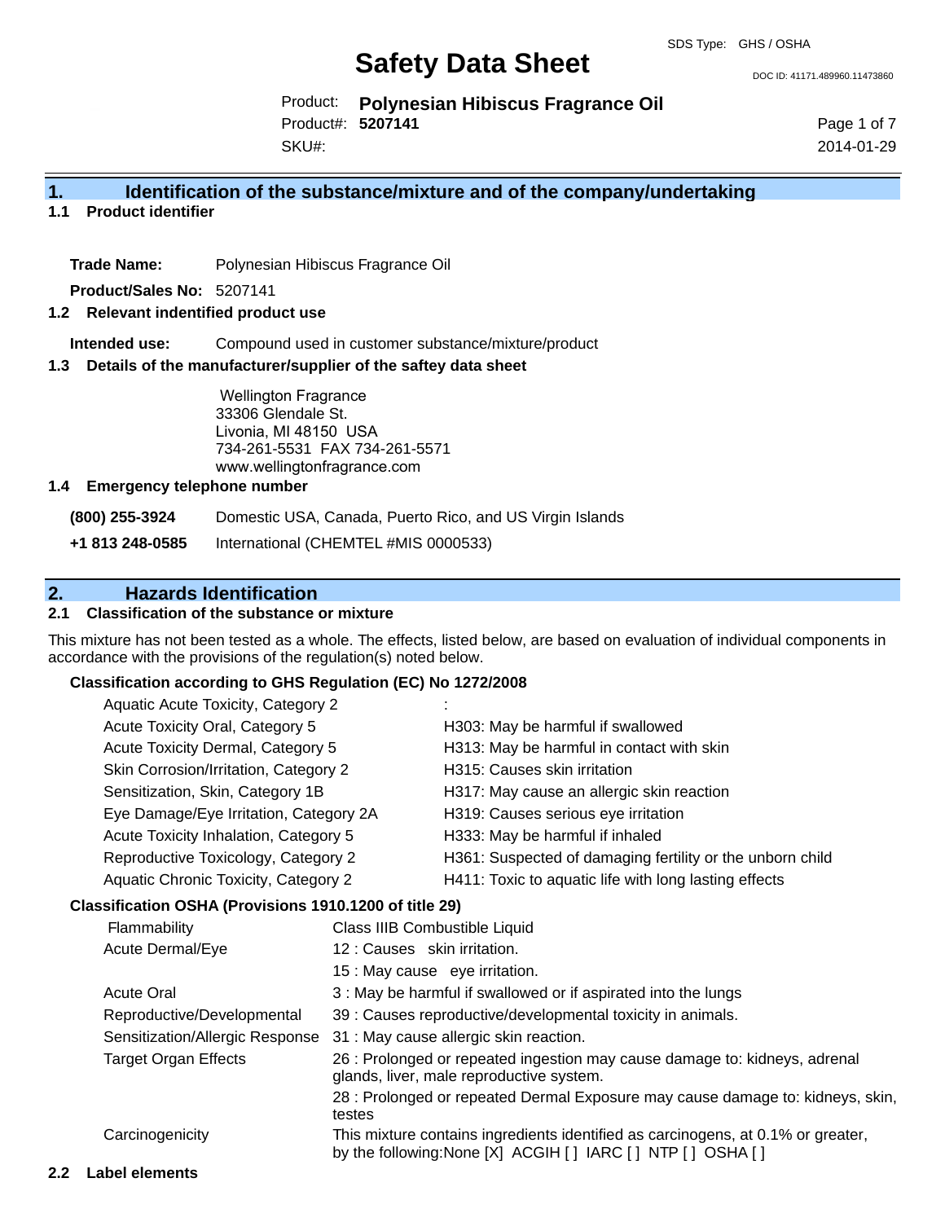SDS Type: GHS / OSHA

# Safety Data Sheet

DOC ID: 41171.489960.11473860

Product: **Polynesian Hibiscus Fragrance Oil**
Product#: **5207141**
SKU#:

2014-01-29

## 1. Identification of the substance/mixture and of the company/undertaking

### 1.1 Product identifier

**Trade Name:** Polynesian Hibiscus Fragrance Oil

**Product/Sales No:** 5207141

### 1.2 Relevant indentified product use

**Intended use:** Compound used in customer substance/mixture/product

### 1.3 Details of the manufacturer/supplier of the saftey data sheet

Wellington Fragrance
33306 Glendale St.
Livonia, MI 48150 USA
734-261-5531 FAX 734-261-5571
www.wellingtonfragrance.com

### 1.4 Emergency telephone number

**(800) 255-3924** Domestic USA, Canada, Puerto Rico, and US Virgin Islands

**+1 813 248-0585** International (CHEMTEL #MIS 0000533)

## 2. Hazards Identification

### 2.1 Classification of the substance or mixture

This mixture has not been tested as a whole. The effects, listed below, are based on evaluation of individual components in accordance with the provisions of the regulation(s) noted below.

**Classification according to GHS Regulation (EC) No 1272/2008**

| | |
|---|---|
| Aquatic Acute Toxicity, Category 2 | : |
| Acute Toxicity Oral, Category 5 | H303: May be harmful if swallowed |
| Acute Toxicity Dermal, Category 5 | H313: May be harmful in contact with skin |
| Skin Corrosion/Irritation, Category 2 | H315: Causes skin irritation |
| Sensitization, Skin, Category 1B | H317: May cause an allergic skin reaction |
| Eye Damage/Eye Irritation, Category 2A | H319: Causes serious eye irritation |
| Acute Toxicity Inhalation, Category 5 | H333: May be harmful if inhaled |
| Reproductive Toxicology, Category 2 | H361: Suspected of damaging fertility or the unborn child |
| Aquatic Chronic Toxicity, Category 2 | H411: Toxic to aquatic life with long lasting effects |

**Classification OSHA (Provisions 1910.1200 of title 29)**

| | |
|---|---|
| Flammability | Class IIIB Combustible Liquid |
| Acute Dermal/Eye | 12 : Causes skin irritation. |
| | 15 : May cause eye irritation. |
| Acute Oral | 3 : May be harmful if swallowed or if aspirated into the lungs |
| Reproductive/Developmental | 39 : Causes reproductive/developmental toxicity in animals. |
| Sensitization/Allergic Response | 31 : May cause allergic skin reaction. |
| Target Organ Effects | 26 : Prolonged or repeated ingestion may cause damage to: kidneys, adrenal glands, liver, male reproductive system. |
| | 28 : Prolonged or repeated Dermal Exposure may cause damage to: kidneys, skin, testes |
| Carcinogenicity | This mixture contains ingredients identified as carcinogens, at 0.1% or greater, by the following:None [X] ACGIH [ ] IARC [ ] NTP [ ] OSHA [ ] |

### 2.2 Label elements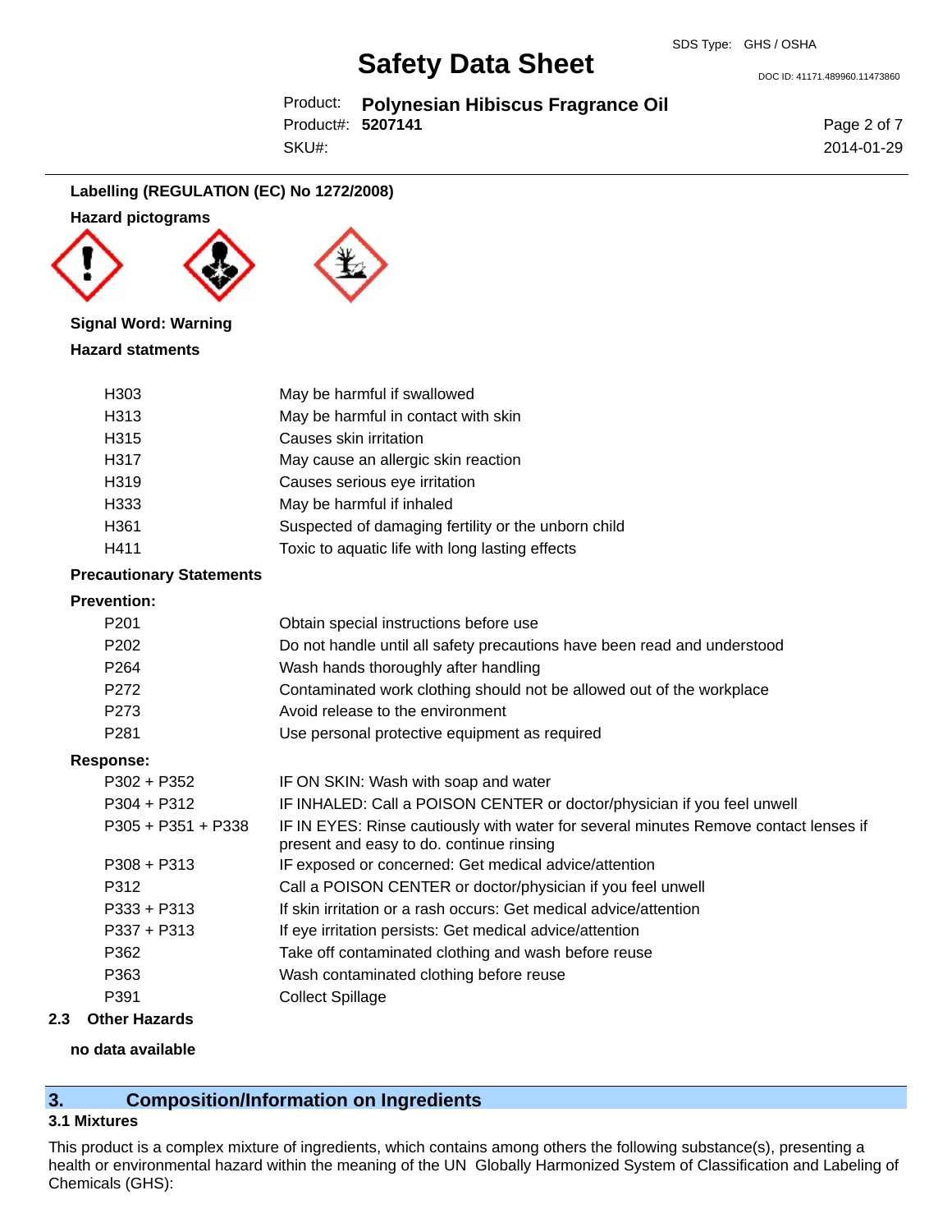**Labelling (REGULATION (EC) No 1272/2008)**

**Hazard pictograms**

**Signal Word: Warning**

**Hazard statments**

| | |
|---|---|
| H303 | May be harmful if swallowed |
| H313 | May be harmful in contact with skin |
| H315 | Causes skin irritation |
| H317 | May cause an allergic skin reaction |
| H319 | Causes serious eye irritation |
| H333 | May be harmful if inhaled |
| H361 | Suspected of damaging fertility or the unborn child |
| H411 | Toxic to aquatic life with long lasting effects |

**Precautionary Statements**

**Prevention:**

| | |
|---|---|
| P201 | Obtain special instructions before use |
| P202 | Do not handle until all safety precautions have been read and understood |
| P264 | Wash hands thoroughly after handling |
| P272 | Contaminated work clothing should not be allowed out of the workplace |
| P273 | Avoid release to the environment |
| P281 | Use personal protective equipment as required |

**Response:**

| | |
|---|---|
| P302 + P352 | IF ON SKIN: Wash with soap and water |
| P304 + P312 | IF INHALED: Call a POISON CENTER or doctor/physician if you feel unwell |
| P305 + P351 + P338 | IF IN EYES: Rinse cautiously with water for several minutes Remove contact lenses if present and easy to do. continue rinsing |
| P308 + P313 | IF exposed or concerned: Get medical advice/attention |
| P312 | Call a POISON CENTER or doctor/physician if you feel unwell |
| P333 + P313 | If skin irritation or a rash occurs: Get medical advice/attention |
| P337 + P313 | If eye irritation persists: Get medical advice/attention |
| P362 | Take off contaminated clothing and wash before reuse |
| P363 | Wash contaminated clothing before reuse |
| P391 | Collect Spillage |

**2.3 Other Hazards**

**no data available**

## 3. Composition/Information on Ingredients

**3.1 Mixtures**

This product is a complex mixture of ingredients, which contains among others the following substance(s), presenting a health or environmental hazard within the meaning of the UN Globally Harmonized System of Classification and Labeling of Chemicals (GHS):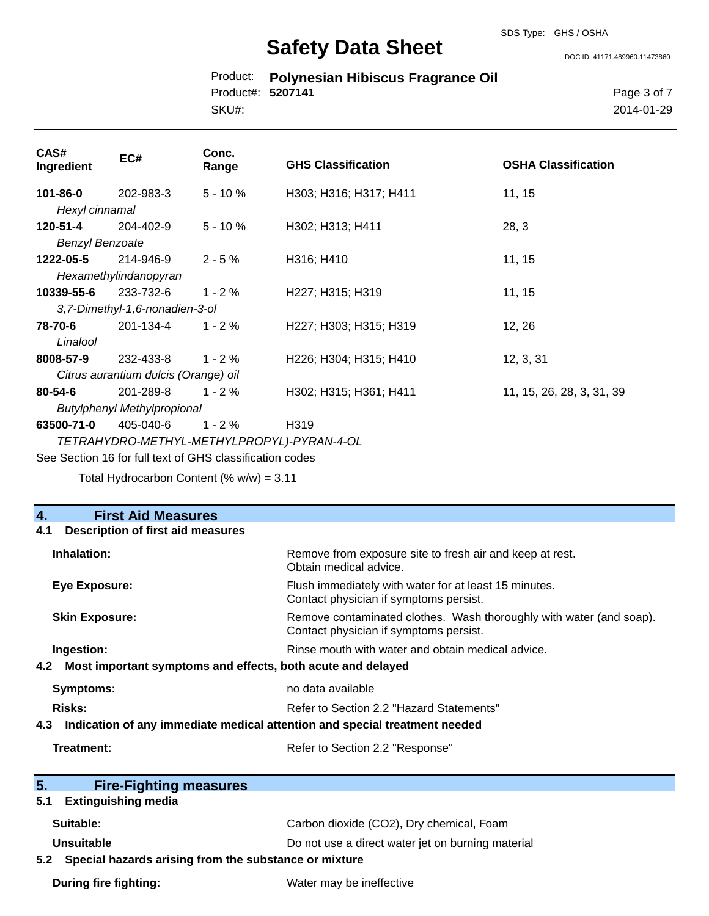| CAS# Ingredient | EC# | Conc. Range | GHS Classification | OSHA Classification |
| --- | --- | --- | --- | --- |
| **101-86-0** *Hexyl cinnamal* | 202-983-3 | 5 - 10 % | H303; H316; H317; H411 | 11, 15 |
| **120-51-4** *Benzyl Benzoate* | 204-402-9 | 5 - 10 % | H302; H313; H411 | 28, 3 |
| **1222-05-5** *Hexamethylindanopyran* | 214-946-9 | 2 - 5 % | H316; H410 | 11, 15 |
| **10339-55-6** *3,7-Dimethyl-1,6-nonadien-3-ol* | 233-732-6 | 1 - 2 % | H227; H315; H319 | 11, 15 |
| **78-70-6** *Linalool* | 201-134-4 | 1 - 2 % | H227; H303; H315; H319 | 12, 26 |
| **8008-57-9** *Citrus aurantium dulcis (Orange) oil* | 232-433-8 | 1 - 2 % | H226; H304; H315; H410 | 12, 3, 31 |
| **80-54-6** *Butylphenyl Methylpropional* | 201-289-8 | 1 - 2 % | H302; H315; H361; H411 | 11, 15, 26, 28, 3, 31, 39 |
| **63500-71-0** *TETRAHYDRO-METHYL-METHYLPROPYL)-PYRAN-4-OL* | 405-040-6 | 1 - 2 % | H319 | |

See Section 16 for full text of GHS classification codes

Total Hydrocarbon Content (% w/w) = 3.11

## 4. First Aid Measures

### 4.1 Description of first aid measures

**Inhalation:** Remove from exposure site to fresh air and keep at rest. Obtain medical advice.

**Eye Exposure:** Flush immediately with water for at least 15 minutes. Contact physician if symptoms persist.

**Skin Exposure:** Remove contaminated clothes. Wash thoroughly with water (and soap). Contact physician if symptoms persist.

**Ingestion:** Rinse mouth with water and obtain medical advice.

### 4.2 Most important symptoms and effects, both acute and delayed

**Symptoms:** no data available

**Risks:** Refer to Section 2.2 "Hazard Statements"

### 4.3 Indication of any immediate medical attention and special treatment needed

**Treatment:** Refer to Section 2.2 "Response"

## 5. Fire-Fighting measures

### 5.1 Extinguishing media

**Suitable:** Carbon dioxide (CO2), Dry chemical, Foam

**Unsuitable** Do not use a direct water jet on burning material

### 5.2 Special hazards arising from the substance or mixture

**During fire fighting:** Water may be ineffective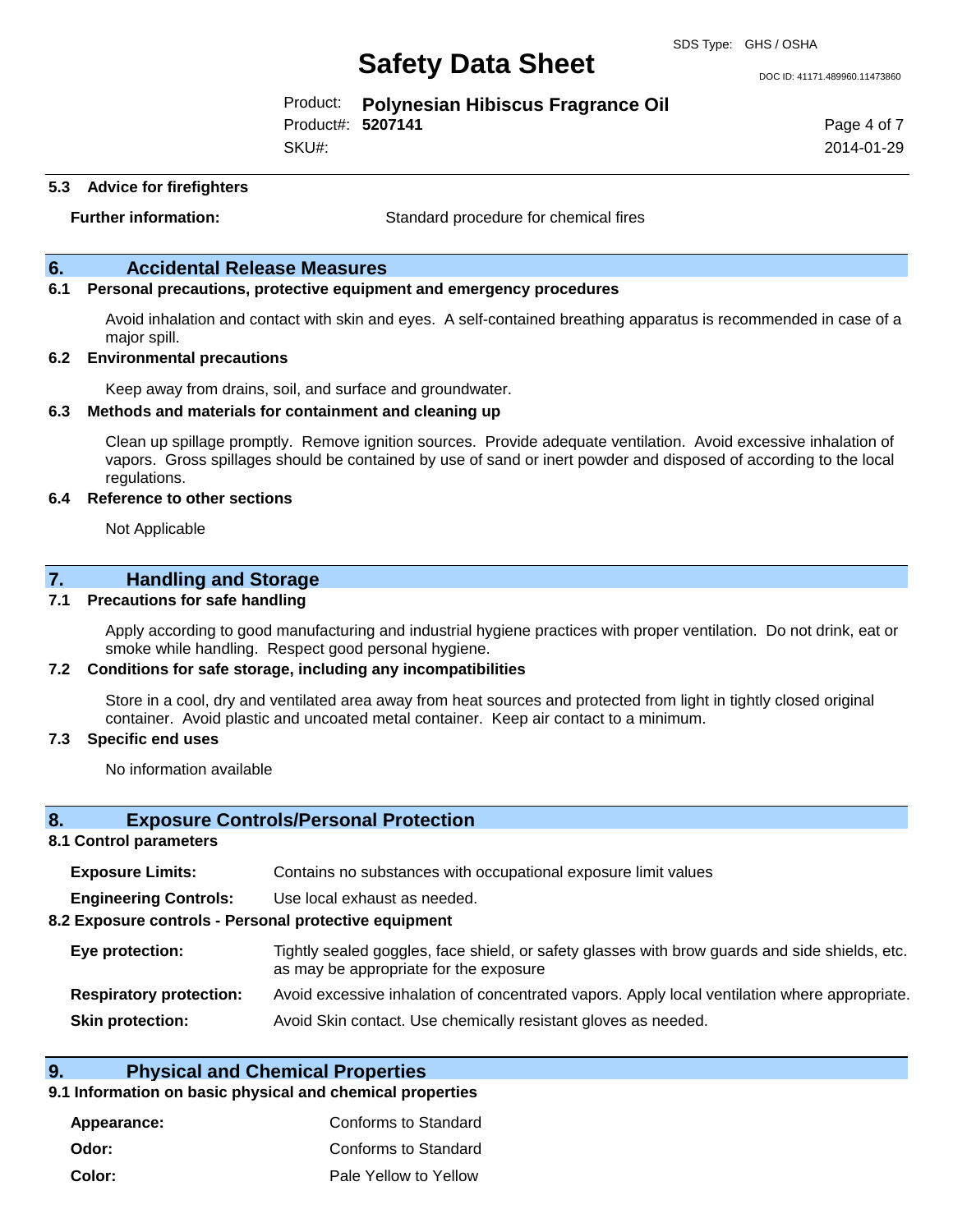### 5.3 Advice for firefighters

**Further information:** Standard procedure for chemical fires

## 6. Accidental Release Measures

### 6.1 Personal precautions, protective equipment and emergency procedures

Avoid inhalation and contact with skin and eyes. A self-contained breathing apparatus is recommended in case of a major spill.

### 6.2 Environmental precautions

Keep away from drains, soil, and surface and groundwater.

### 6.3 Methods and materials for containment and cleaning up

Clean up spillage promptly. Remove ignition sources. Provide adequate ventilation. Avoid excessive inhalation of vapors. Gross spillages should be contained by use of sand or inert powder and disposed of according to the local regulations.

### 6.4 Reference to other sections

Not Applicable

## 7. Handling and Storage

### 7.1 Precautions for safe handling

Apply according to good manufacturing and industrial hygiene practices with proper ventilation. Do not drink, eat or smoke while handling. Respect good personal hygiene.

### 7.2 Conditions for safe storage, including any incompatibilities

Store in a cool, dry and ventilated area away from heat sources and protected from light in tightly closed original container. Avoid plastic and uncoated metal container. Keep air contact to a minimum.

### 7.3 Specific end uses

No information available

## 8. Exposure Controls/Personal Protection

### 8.1 Control parameters

**Exposure Limits:** Contains no substances with occupational exposure limit values

**Engineering Controls:** Use local exhaust as needed.

### 8.2 Exposure controls - Personal protective equipment

**Eye protection:** Tightly sealed goggles, face shield, or safety glasses with brow guards and side shields, etc. as may be appropriate for the exposure

**Respiratory protection:** Avoid excessive inhalation of concentrated vapors. Apply local ventilation where appropriate.

**Skin protection:** Avoid Skin contact. Use chemically resistant gloves as needed.

## 9. Physical and Chemical Properties

### 9.1 Information on basic physical and chemical properties

**Appearance:** Conforms to Standard

**Odor:** Conforms to Standard

**Color:** Pale Yellow to Yellow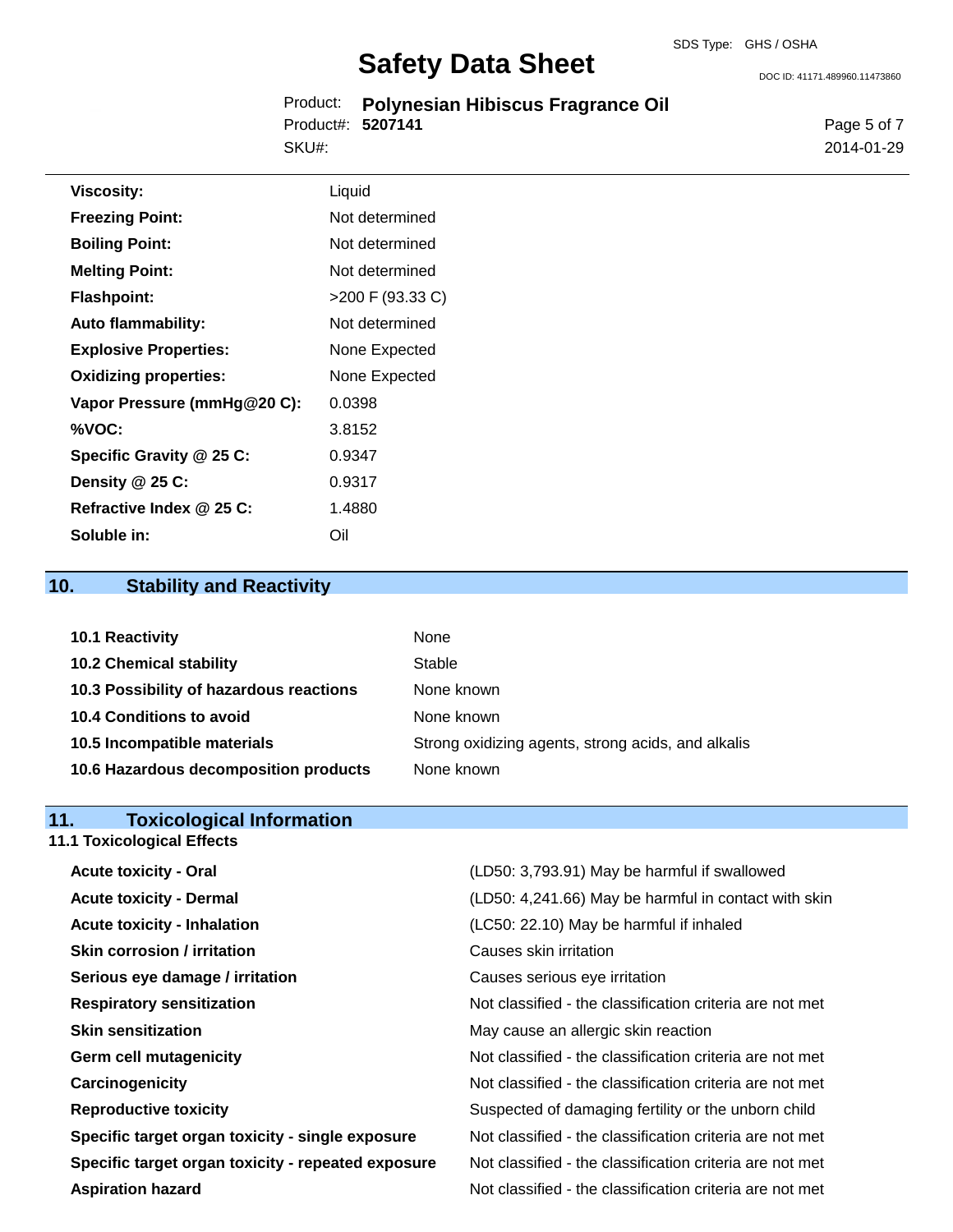| | |
|---|---|
| **Viscosity:** | Liquid |
| **Freezing Point:** | Not determined |
| **Boiling Point:** | Not determined |
| **Melting Point:** | Not determined |
| **Flashpoint:** | >200 F (93.33 C) |
| **Auto flammability:** | Not determined |
| **Explosive Properties:** | None Expected |
| **Oxidizing properties:** | None Expected |
| **Vapor Pressure (mmHg@20 C):** | 0.0398 |
| **%VOC:** | 3.8152 |
| **Specific Gravity @ 25 C:** | 0.9347 |
| **Density @ 25 C:** | 0.9317 |
| **Refractive Index @ 25 C:** | 1.4880 |
| **Soluble in:** | Oil |

## 10. Stability and Reactivity

| | |
|---|---|
| **10.1 Reactivity** | None |
| **10.2 Chemical stability** | Stable |
| **10.3 Possibility of hazardous reactions** | None known |
| **10.4 Conditions to avoid** | None known |
| **10.5 Incompatible materials** | Strong oxidizing agents, strong acids, and alkalis |
| **10.6 Hazardous decomposition products** | None known |

## 11. Toxicological Information

### 11.1 Toxicological Effects

| | |
|---|---|
| **Acute toxicity - Oral** | (LD50: 3,793.91) May be harmful if swallowed |
| **Acute toxicity - Dermal** | (LD50: 4,241.66) May be harmful in contact with skin |
| **Acute toxicity - Inhalation** | (LC50: 22.10) May be harmful if inhaled |
| **Skin corrosion / irritation** | Causes skin irritation |
| **Serious eye damage / irritation** | Causes serious eye irritation |
| **Respiratory sensitization** | Not classified - the classification criteria are not met |
| **Skin sensitization** | May cause an allergic skin reaction |
| **Germ cell mutagenicity** | Not classified - the classification criteria are not met |
| **Carcinogenicity** | Not classified - the classification criteria are not met |
| **Reproductive toxicity** | Suspected of damaging fertility or the unborn child |
| **Specific target organ toxicity - single exposure** | Not classified - the classification criteria are not met |
| **Specific target organ toxicity - repeated exposure** | Not classified - the classification criteria are not met |
| **Aspiration hazard** | Not classified - the classification criteria are not met |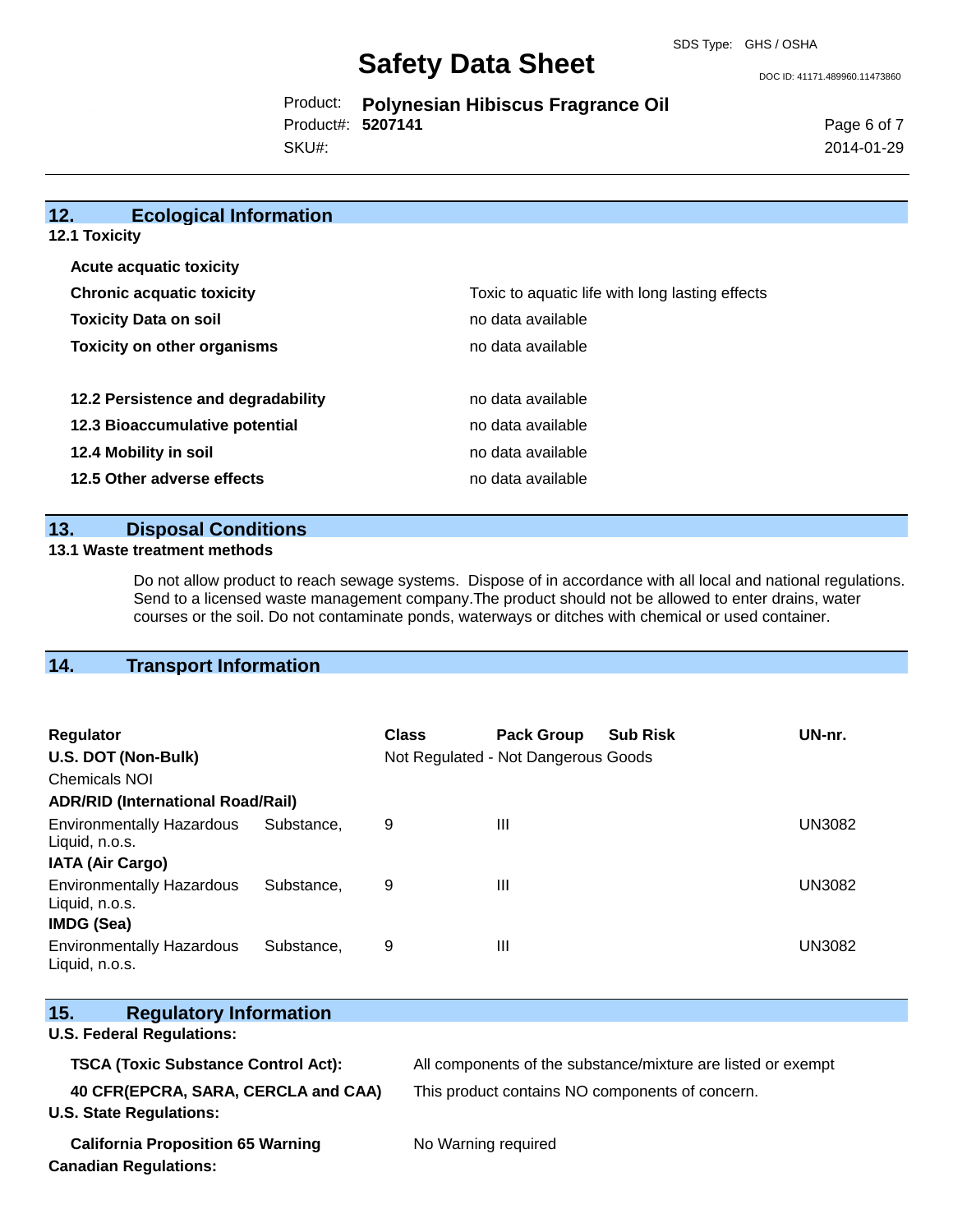## 12. Ecological Information

### 12.1 Toxicity

| | |
|---|---|
| **Acute acquatic toxicity** | |
| **Chronic acquatic toxicity** | Toxic to aquatic life with long lasting effects |
| **Toxicity Data on soil** | no data available |
| **Toxicity on other organisms** | no data available |

| | |
|---|---|
| **12.2 Persistence and degradability** | no data available |
| **12.3 Bioaccumulative potential** | no data available |
| **12.4 Mobility in soil** | no data available |
| **12.5 Other adverse effects** | no data available |

## 13. Disposal Conditions

### 13.1 Waste treatment methods

Do not allow product to reach sewage systems. Dispose of in accordance with all local and national regulations. Send to a licensed waste management company.The product should not be allowed to enter drains, water courses or the soil. Do not contaminate ponds, waterways or ditches with chemical or used container.

## 14. Transport Information

| Regulator | Class | Pack Group | Sub Risk | UN-nr. |
|---|---|---|---|---|
| **U.S. DOT (Non-Bulk)** | Not Regulated - Not Dangerous Goods | | | |
| Chemicals NOI | | | | |
| **ADR/RID (International Road/Rail)** | | | | |
| Environmentally Hazardous Substance, Liquid, n.o.s. | 9 | III | | UN3082 |
| **IATA (Air Cargo)** | | | | |
| Environmentally Hazardous Substance, Liquid, n.o.s. | 9 | III | | UN3082 |
| **IMDG (Sea)** | | | | |
| Environmentally Hazardous Substance, Liquid, n.o.s. | 9 | III | | UN3082 |

## 15. Regulatory Information

**U.S. Federal Regulations:**

| | |
|---|---|
| **TSCA (Toxic Substance Control Act):** | All components of the substance/mixture are listed or exempt |
| **40 CFR(EPCRA, SARA, CERCLA and CAA)** | This product contains NO components of concern. |

**U.S. State Regulations:**

| | |
|---|---|
| **California Proposition 65 Warning** | No Warning required |

**Canadian Regulations:**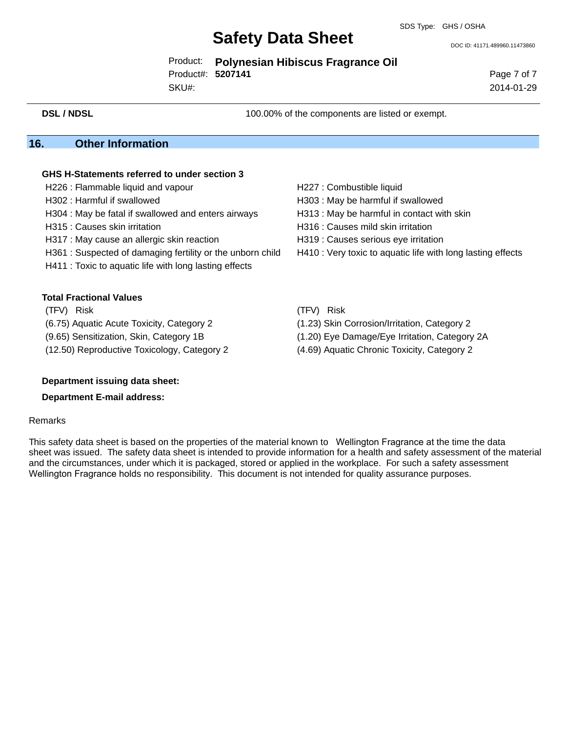| | |
|---|---|
| **DSL / NDSL** | 100.00% of the components are listed or exempt. |

## 16. Other Information

**GHS H-Statements referred to under section 3**

H226 : Flammable liquid and vapour
H302 : Harmful if swallowed
H304 : May be fatal if swallowed and enters airways
H315 : Causes skin irritation
H317 : May cause an allergic skin reaction
H361 : Suspected of damaging fertility or the unborn child
H411 : Toxic to aquatic life with long lasting effects
H227 : Combustible liquid
H303 : May be harmful if swallowed
H313 : May be harmful in contact with skin
H316 : Causes mild skin irritation
H319 : Causes serious eye irritation
H410 : Very toxic to aquatic life with long lasting effects

**Total Fractional Values**

| (TFV) Risk | (TFV) Risk |
|---|---|
| (6.75) Aquatic Acute Toxicity, Category 2 | (1.23) Skin Corrosion/Irritation, Category 2 |
| (9.65) Sensitization, Skin, Category 1B | (1.20) Eye Damage/Eye Irritation, Category 2A |
| (12.50) Reproductive Toxicology, Category 2 | (4.69) Aquatic Chronic Toxicity, Category 2 |

**Department issuing data sheet:**

**Department E-mail address:**

Remarks

This safety data sheet is based on the properties of the material known to Wellington Fragrance at the time the data sheet was issued. The safety data sheet is intended to provide information for a health and safety assessment of the material and the circumstances, under which it is packaged, stored or applied in the workplace. For such a safety assessment Wellington Fragrance holds no responsibility. This document is not intended for quality assurance purposes.